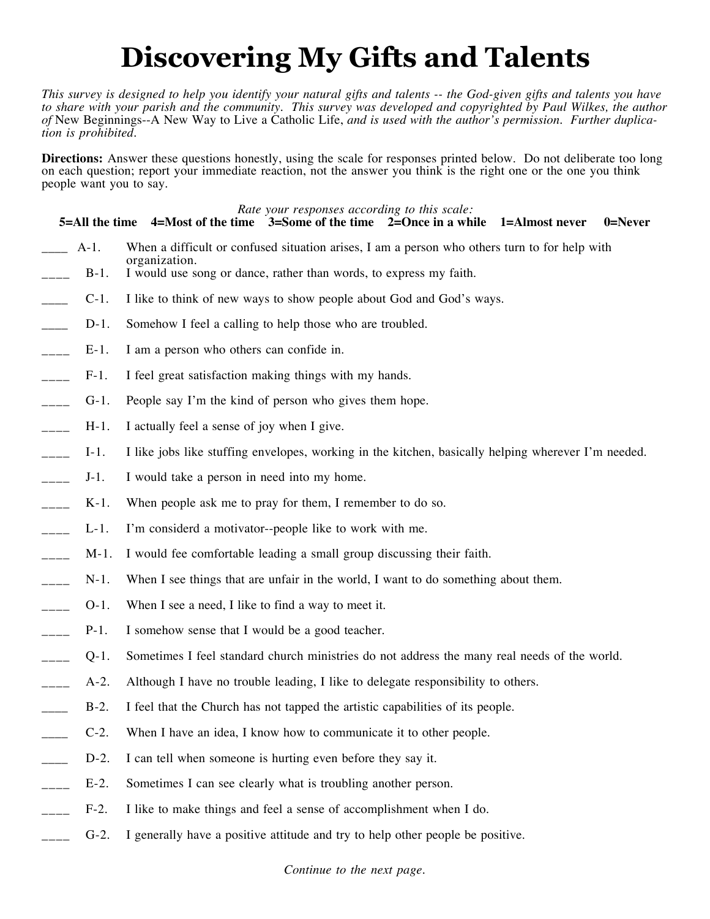# Discovering My Gifts and Talents

*This survey is designed to help you identify your natural gifts and talents -- the God-given gifts and talents you have to share with your parish and the community. This survey was developed and copyrighted by Paul Wilkes, the author of* New Beginnings--A New Way to Live a Catholic Life, *and is used with the author's permission. Further duplication is prohibited.*

**Directions:** Answer these questions honestly, using the scale for responses printed below. Do not deliberate too long on each question; report your immediate reaction, not the answer you think is the right one or the one you think people want you to say.

*Rate your responses according to this scale:*

**5=All the time 4=Most of the time 3=Some of the time 2=Once in a while 1=Almost never 0=Never**

____ A-1. When a difficult or confused situation arises, I am a person who others turn to for help with organization.

____ B-1. I would use song or dance, rather than words, to express my faith.

____ C-1. I like to think of new ways to show people about God and God's ways.

____ D-1. Somehow I feel a calling to help those who are troubled.

____ E-1. I am a person who others can confide in.

____ F-1. I feel great satisfaction making things with my hands.

____ G-1. People say I'm the kind of person who gives them hope.

____ H-1. I actually feel a sense of joy when I give.

____ I-1. I like jobs like stuffing envelopes, working in the kitchen, basically helping wherever I'm needed.

____ J-1. I would take a person in need into my home.

____ K-1. When people ask me to pray for them, I remember to do so.

____ L-1. I'm considerd a motivator--people like to work with me.

____ M-1. I would fee comfortable leading a small group discussing their faith.

____ N-1. When I see things that are unfair in the world, I want to do something about them.

____ O-1. When I see a need, I like to find a way to meet it.

____ P-1. I somehow sense that I would be a good teacher.

____ Q-1. Sometimes I feel standard church ministries do not address the many real needs of the world.

____ A-2. Although I have no trouble leading, I like to delegate responsibility to others.

____ B-2. I feel that the Church has not tapped the artistic capabilities of its people.

____ C-2. When I have an idea, I know how to communicate it to other people.

____ D-2. I can tell when someone is hurting even before they say it.

____ E-2. Sometimes I can see clearly what is troubling another person.

____ F-2. I like to make things and feel a sense of accomplishment when I do.

____ G-2. I generally have a positive attitude and try to help other people be positive.

*Continue to the next page.*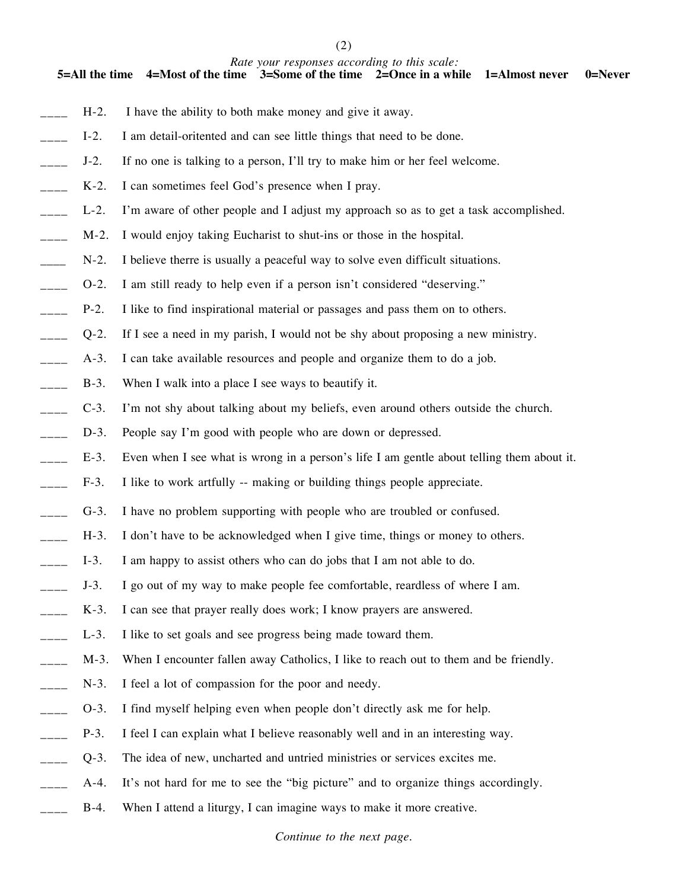*Rate your responses according to this scale:*

**5=All the time 4=Most of the time 3=Some of the time 2=Once in a while 1=Almost never 0=Never**

____ H-2. I have the ability to both make money and give it away.

____ I-2. I am detail-oritented and can see little things that need to be done.

____ J-2. If no one is talking to a person, I'll try to make him or her feel welcome.

____ K-2. I can sometimes feel God's presence when I pray.

____ L-2. I'm aware of other people and I adjust my approach so as to get a task accomplished.

____ M-2. I would enjoy taking Eucharist to shut-ins or those in the hospital.

____ N-2. I believe therre is usually a peaceful way to solve even difficult situations.

____ O-2. I am still ready to help even if a person isn't considered "deserving."

____ P-2. I like to find inspirational material or passages and pass them on to others.

____ Q-2. If I see a need in my parish, I would not be shy about proposing a new ministry.

____ A-3. I can take available resources and people and organize them to do a job.

____ B-3. When I walk into a place I see ways to beautify it.

____ C-3. I'm not shy about talking about my beliefs, even around others outside the church.

____ D-3. People say I'm good with people who are down or depressed.

____ E-3. Even when I see what is wrong in a person's life I am gentle about telling them about it.

____ F-3. I like to work artfully -- making or building things people appreciate.

____ G-3. I have no problem supporting with people who are troubled or confused.

____ H-3. I don't have to be acknowledged when I give time, things or money to others.

____ I-3. I am happy to assist others who can do jobs that I am not able to do.

____ J-3. I go out of my way to make people fee comfortable, reardless of where I am.

____ K-3. I can see that prayer really does work; I know prayers are answered.

____ L-3. I like to set goals and see progress being made toward them.

____ M-3. When I encounter fallen away Catholics, I like to reach out to them and be friendly.

____ N-3. I feel a lot of compassion for the poor and needy.

____ O-3. I find myself helping even when people don't directly ask me for help.

____ P-3. I feel I can explain what I believe reasonably well and in an interesting way.

____ Q-3. The idea of new, uncharted and untried ministries or services excites me.

____ A-4. It's not hard for me to see the "big picture" and to organize things accordingly.

____ B-4. When I attend a liturgy, I can imagine ways to make it more creative.

*Continue to the next page.*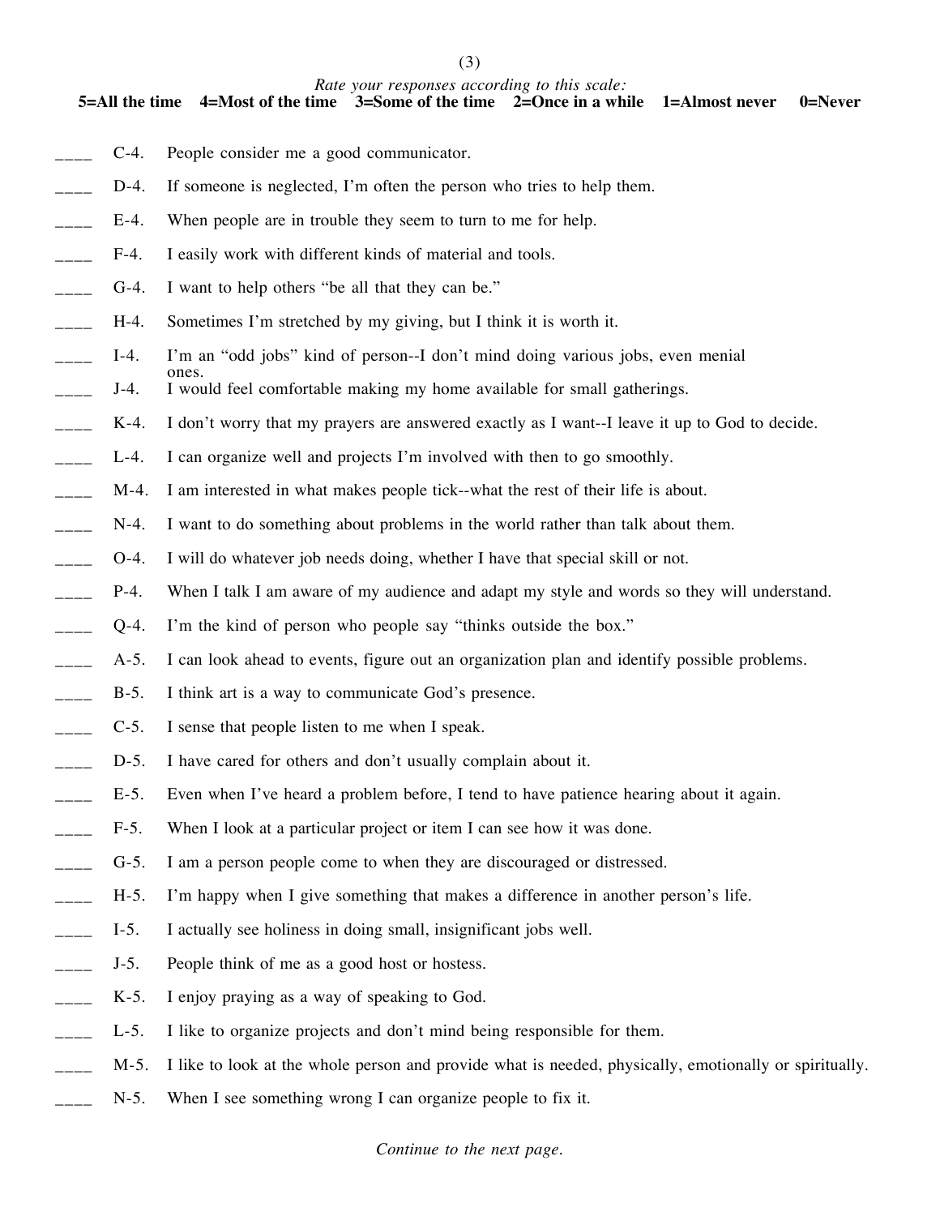*Rate your responses according to this scale:*
**5=All the time  4=Most of the time  3=Some of the time  2=Once in a while  1=Almost never  0=Never**

____ C-4. People consider me a good communicator.

____ D-4. If someone is neglected, I'm often the person who tries to help them.

____ E-4. When people are in trouble they seem to turn to me for help.

____ F-4. I easily work with different kinds of material and tools.

____ G-4. I want to help others "be all that they can be."

____ H-4. Sometimes I'm stretched by my giving, but I think it is worth it.

____ I-4. I'm an "odd jobs" kind of person--I don't mind doing various jobs, even menial ones.

____ J-4. I would feel comfortable making my home available for small gatherings.

____ K-4. I don't worry that my prayers are answered exactly as I want--I leave it up to God to decide.

____ L-4. I can organize well and projects I'm involved with then to go smoothly.

____ M-4. I am interested in what makes people tick--what the rest of their life is about.

____ N-4. I want to do something about problems in the world rather than talk about them.

____ O-4. I will do whatever job needs doing, whether I have that special skill or not.

____ P-4. When I talk I am aware of my audience and adapt my style and words so they will understand.

____ Q-4. I'm the kind of person who people say "thinks outside the box."

____ A-5. I can look ahead to events, figure out an organization plan and identify possible problems.

____ B-5. I think art is a way to communicate God's presence.

____ C-5. I sense that people listen to me when I speak.

____ D-5. I have cared for others and don't usually complain about it.

____ E-5. Even when I've heard a problem before, I tend to have patience hearing about it again.

____ F-5. When I look at a particular project or item I can see how it was done.

____ G-5. I am a person people come to when they are discouraged or distressed.

____ H-5. I'm happy when I give something that makes a difference in another person's life.

____ I-5. I actually see holiness in doing small, insignificant jobs well.

____ J-5. People think of me as a good host or hostess.

____ K-5. I enjoy praying as a way of speaking to God.

____ L-5. I like to organize projects and don't mind being responsible for them.

____ M-5. I like to look at the whole person and provide what is needed, physically, emotionally or spiritually.

____ N-5. When I see something wrong I can organize people to fix it.

*Continue to the next page.*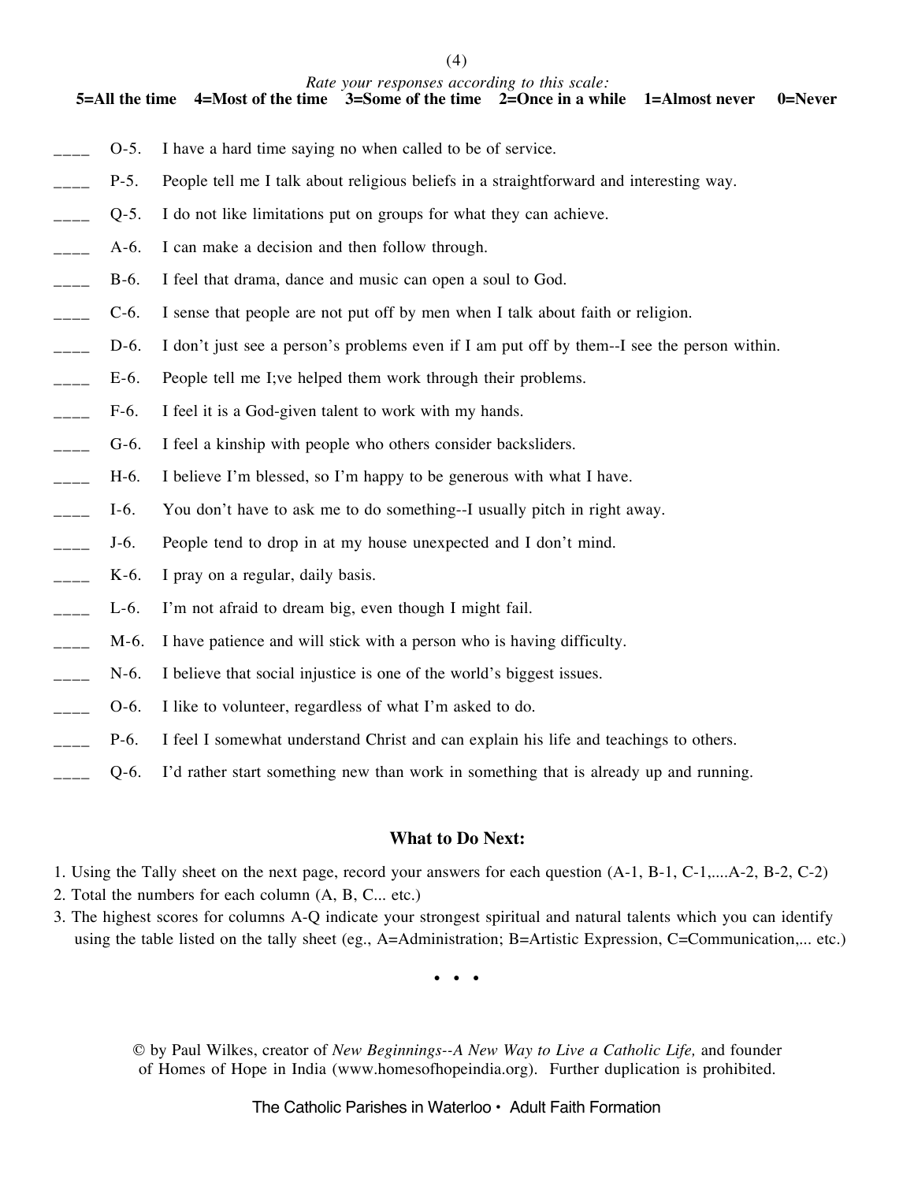*Rate your responses according to this scale:*
**5=All the time 4=Most of the time 3=Some of the time 2=Once in a while 1=Almost never 0=Never**

____ O-5. I have a hard time saying no when called to be of service.

____ P-5. People tell me I talk about religious beliefs in a straightforward and interesting way.

____ Q-5. I do not like limitations put on groups for what they can achieve.

____ A-6. I can make a decision and then follow through.

____ B-6. I feel that drama, dance and music can open a soul to God.

____ C-6. I sense that people are not put off by men when I talk about faith or religion.

____ D-6. I don't just see a person's problems even if I am put off by them--I see the person within.

____ E-6. People tell me I;ve helped them work through their problems.

____ F-6. I feel it is a God-given talent to work with my hands.

____ G-6. I feel a kinship with people who others consider backsliders.

____ H-6. I believe I'm blessed, so I'm happy to be generous with what I have.

____ I-6. You don't have to ask me to do something--I usually pitch in right away.

____ J-6. People tend to drop in at my house unexpected and I don't mind.

____ K-6. I pray on a regular, daily basis.

____ L-6. I'm not afraid to dream big, even though I might fail.

____ M-6. I have patience and will stick with a person who is having difficulty.

____ N-6. I believe that social injustice is one of the world's biggest issues.

____ O-6. I like to volunteer, regardless of what I'm asked to do.

____ P-6. I feel I somewhat understand Christ and can explain his life and teachings to others.

____ Q-6. I'd rather start something new than work in something that is already up and running.

## What to Do Next:

1. Using the Tally sheet on the next page, record your answers for each question (A-1, B-1, C-1,....A-2, B-2, C-2)
2. Total the numbers for each column (A, B, C... etc.)
3. The highest scores for columns A-Q indicate your strongest spiritual and natural talents which you can identify using the table listed on the tally sheet (eg., A=Administration; B=Artistic Expression, C=Communication,... etc.)

• • •

© by Paul Wilkes, creator of *New Beginnings--A New Way to Live a Catholic Life,* and founder of Homes of Hope in India (www.homesofhopeindia.org). Further duplication is prohibited.

The Catholic Parishes in Waterloo • Adult Faith Formation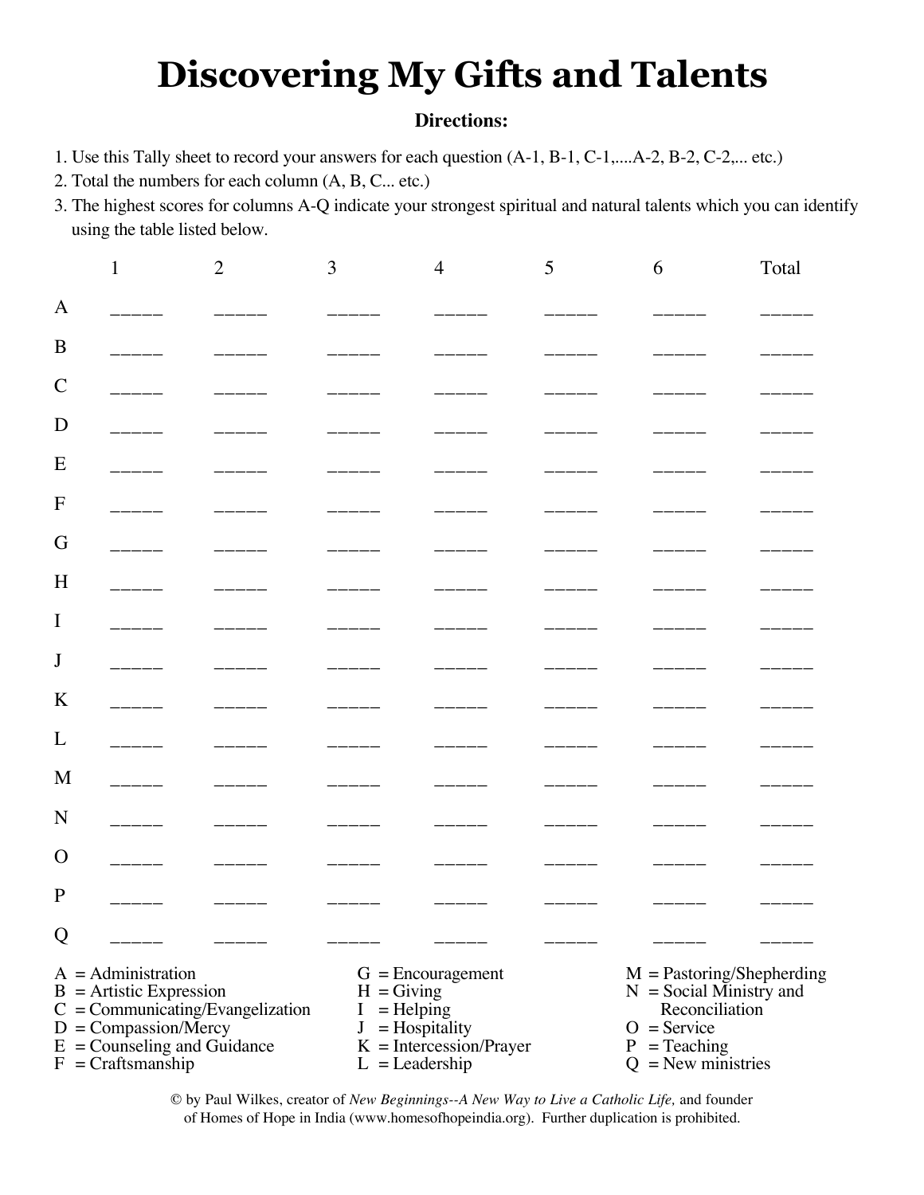# Discovering My Gifts and Talents

**Directions:**

1. Use this Tally sheet to record your answers for each question (A-1, B-1, C-1,....A-2, B-2, C-2,... etc.)
2. Total the numbers for each column (A, B, C... etc.)
3. The highest scores for columns A-Q indicate your strongest spiritual and natural talents which you can identify using the table listed below.

| | 1 | 2 | 3 | 4 | 5 | 6 | Total |
|---|---|---|---|---|---|---|---|
| A | _____ | _____ | _____ | _____ | _____ | _____ | _____ |
| B | _____ | _____ | _____ | _____ | _____ | _____ | _____ |
| C | _____ | _____ | _____ | _____ | _____ | _____ | _____ |
| D | _____ | _____ | _____ | _____ | _____ | _____ | _____ |
| E | _____ | _____ | _____ | _____ | _____ | _____ | _____ |
| F | _____ | _____ | _____ | _____ | _____ | _____ | _____ |
| G | _____ | _____ | _____ | _____ | _____ | _____ | _____ |
| H | _____ | _____ | _____ | _____ | _____ | _____ | _____ |
| I | _____ | _____ | _____ | _____ | _____ | _____ | _____ |
| J | _____ | _____ | _____ | _____ | _____ | _____ | _____ |
| K | _____ | _____ | _____ | _____ | _____ | _____ | _____ |
| L | _____ | _____ | _____ | _____ | _____ | _____ | _____ |
| M | _____ | _____ | _____ | _____ | _____ | _____ | _____ |
| N | _____ | _____ | _____ | _____ | _____ | _____ | _____ |
| O | _____ | _____ | _____ | _____ | _____ | _____ | _____ |
| P | _____ | _____ | _____ | _____ | _____ | _____ | _____ |
| Q | _____ | _____ | _____ | _____ | _____ | _____ | _____ |

A = Administration
B = Artistic Expression
C = Communicating/Evangelization
D = Compassion/Mercy
E = Counseling and Guidance
F = Craftsmanship
G = Encouragement
H = Giving
I = Helping
J = Hospitality
K = Intercession/Prayer
L = Leadership
M = Pastoring/Shepherding
N = Social Ministry and Reconciliation
O = Service
P = Teaching
Q = New ministries

© by Paul Wilkes, creator of *New Beginnings--A New Way to Live a Catholic Life,* and founder of Homes of Hope in India (www.homesofhopeindia.org). Further duplication is prohibited.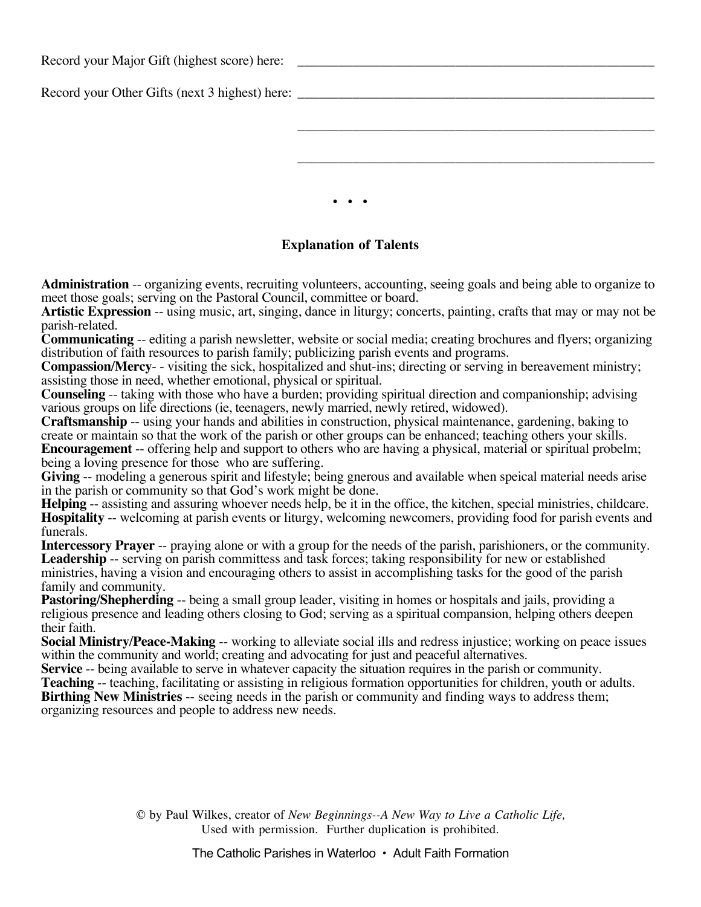Record your Major Gift (highest score) here: \_\_\_\_\_\_\_\_\_\_\_\_\_\_\_\_\_\_\_\_\_\_\_\_\_\_\_\_\_\_\_\_\_\_\_\_\_\_\_\_\_\_\_\_\_\_\_\_\_\_\_\_

Record your Other Gifts (next 3 highest) here: \_\_\_\_\_\_\_\_\_\_\_\_\_\_\_\_\_\_\_\_\_\_\_\_\_\_\_\_\_\_\_\_\_\_\_\_\_\_\_\_\_\_\_\_\_\_\_\_\_\_\_\_

\_\_\_\_\_\_\_\_\_\_\_\_\_\_\_\_\_\_\_\_\_\_\_\_\_\_\_\_\_\_\_\_\_\_\_\_\_\_\_\_\_\_\_\_\_\_\_\_\_\_\_\_

\_\_\_\_\_\_\_\_\_\_\_\_\_\_\_\_\_\_\_\_\_\_\_\_\_\_\_\_\_\_\_\_\_\_\_\_\_\_\_\_\_\_\_\_\_\_\_\_\_\_\_\_

• • •

## Explanation of Talents

**Administration** -- organizing events, recruiting volunteers, accounting, seeing goals and being able to organize to meet those goals; serving on the Pastoral Council, committee or board.
**Artistic Expression** -- using music, art, singing, dance in liturgy; concerts, painting, crafts that may or may not be parish-related.
**Communicating** -- editing a parish newsletter, website or social media; creating brochures and flyers; organizing distribution of faith resources to parish family; publicizing parish events and programs.
**Compassion/Mercy**- - visiting the sick, hospitalized and shut-ins; directing or serving in bereavement ministry; assisting those in need, whether emotional, physical or spiritual.
**Counseling** -- taking with those who have a burden; providing spiritual direction and companionship; advising various groups on life directions (ie, teenagers, newly married, newly retired, widowed).
**Craftsmanship** -- using your hands and abilities in construction, physical maintenance, gardening, baking to create or maintain so that the work of the parish or other groups can be enhanced; teaching others your skills.
**Encouragement** -- offering help and support to others who are having a physical, material or spiritual probelm; being a loving presence for those who are suffering.
**Giving** -- modeling a generous spirit and lifestyle; being gnerous and available when speical material needs arise in the parish or community so that God's work might be done.
**Helping** -- assisting and assuring whoever needs help, be it in the office, the kitchen, special ministries, childcare.
**Hospitality** -- welcoming at parish events or liturgy, welcoming newcomers, providing food for parish events and funerals.
**Intercessory Prayer** -- praying alone or with a group for the needs of the parish, parishioners, or the community.
**Leadership** -- serving on parish committess and task forces; taking responsibility for new or established ministries, having a vision and encouraging others to assist in accomplishing tasks for the good of the parish family and community.
**Pastoring/Shepherding** -- being a small group leader, visiting in homes or hospitals and jails, providing a religious presence and leading others closing to God; serving as a spiritual compansion, helping others deepen their faith.
**Social Ministry/Peace-Making** -- working to alleviate social ills and redress injustice; working on peace issues within the community and world; creating and advocating for just and peaceful alternatives.
**Service** -- being available to serve in whatever capacity the situation requires in the parish or community.
**Teaching** -- teaching, facilitating or assisting in religious formation opportunities for children, youth or adults.
**Birthing New Ministries** -- seeing needs in the parish or community and finding ways to address them; organizing resources and people to address new needs.

© by Paul Wilkes, creator of *New Beginnings--A New Way to Live a Catholic Life,* Used with permission. Further duplication is prohibited.

The Catholic Parishes in Waterloo • Adult Faith Formation